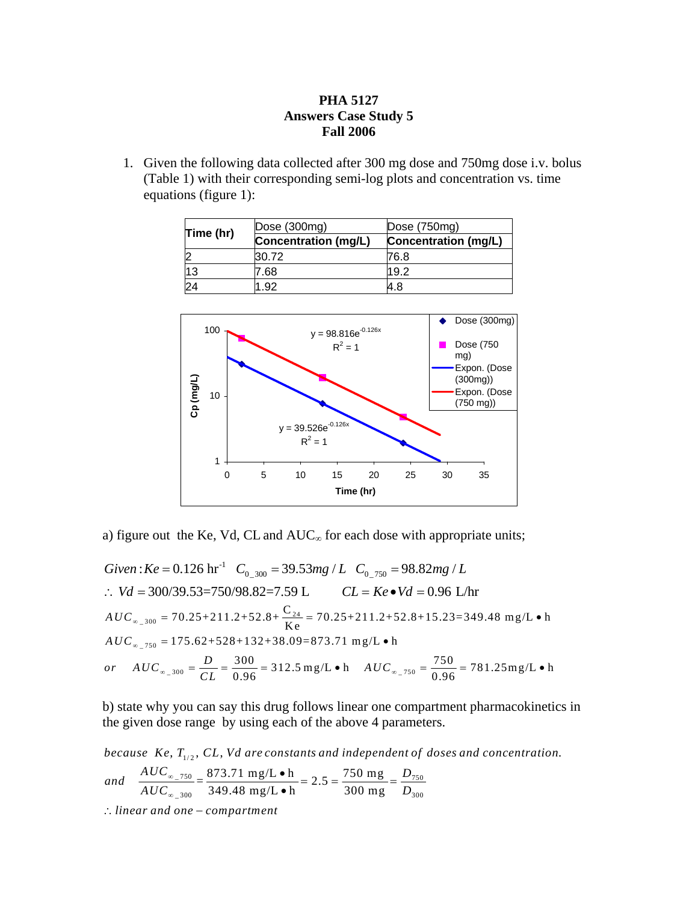**PHA 5127**
**Answers Case Study 5**
**Fall 2006**

1. Given the following data collected after 300 mg dose and 750mg dose i.v. bolus (Table 1) with their corresponding semi-log plots and concentration vs. time equations (figure 1):

| Time (hr) | Dose (300mg) | Dose (750mg) |
|---|---|---|
| | **Concentration (mg/L)** | **Concentration (mg/L)** |
| 2 | 30.72 | 76.8 |
| 13 | 7.68 | 19.2 |
| 24 | 1.92 | 4.8 |

a) figure out the Ke, Vd, CL and $AUC_\infty$ for each dose with appropriate units;

$$Given: Ke = 0.126\ \text{hr}^{-1} \quad C_{0\_300} = 39.53 mg/L \quad C_{0\_750} = 98.82 mg/L$$

$$\therefore\ Vd = 300/39.53 = 750/98.82 = 7.59\ \text{L} \qquad CL = Ke \bullet Vd = 0.96\ \text{L/hr}$$

$$AUC_{\infty\_300} = 70.25 + 211.2 + 52.8 + \frac{C_{24}}{Ke} = 70.25 + 211.2 + 52.8 + 15.23 = 349.48\ \text{mg/L} \bullet \text{h}$$

$$AUC_{\infty\_750} = 175.62 + 528 + 132 + 38.09 = 873.71\ \text{mg/L} \bullet \text{h}$$

$$or \quad AUC_{\infty\_300} = \frac{D}{CL} = \frac{300}{0.96} = 312.5\ \text{mg/L} \bullet \text{h} \qquad AUC_{\infty\_750} = \frac{750}{0.96} = 781.25\text{mg/L} \bullet \text{h}$$

b) state why you can say this drug follows linear one compartment pharmacokinetics in the given dose range by using each of the above 4 parameters.

*because* $Ke,\ T_{1/2},\ CL,\ Vd$ *are constants and independent of doses and concentration.*

$$and \quad \frac{AUC_{\infty\_750}}{AUC_{\infty\_300}} = \frac{873.71\ \text{mg/L} \bullet \text{h}}{349.48\ \text{mg/L} \bullet \text{h}} = 2.5 = \frac{750\ \text{mg}}{300\ \text{mg}} = \frac{D_{750}}{D_{300}}$$

$\therefore$ *linear and one – compartment*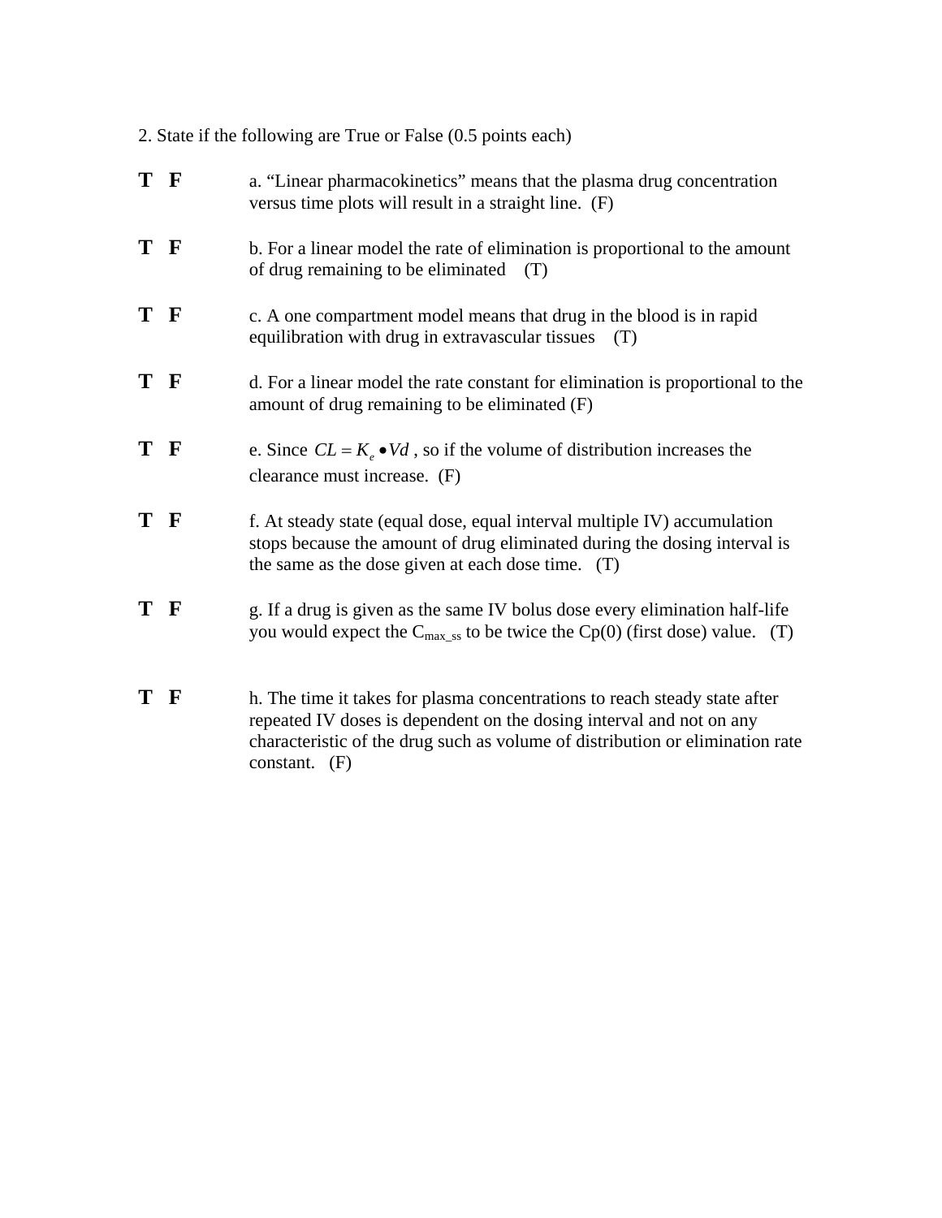2. State if the following are True or False (0.5 points each)

**T F** a. “Linear pharmacokinetics” means that the plasma drug concentration versus time plots will result in a straight line. (F)

**T F** b. For a linear model the rate of elimination is proportional to the amount of drug remaining to be eliminated (T)

**T F** c. A one compartment model means that drug in the blood is in rapid equilibration with drug in extravascular tissues (T)

**T F** d. For a linear model the rate constant for elimination is proportional to the amount of drug remaining to be eliminated (F)

**T F** e. Since $CL = K_e \bullet Vd$ , so if the volume of distribution increases the clearance must increase. (F)

**T F** f. At steady state (equal dose, equal interval multiple IV) accumulation stops because the amount of drug eliminated during the dosing interval is the same as the dose given at each dose time. (T)

**T F** g. If a drug is given as the same IV bolus dose every elimination half-life you would expect the $C_{max\_ss}$ to be twice the Cp(0) (first dose) value. (T)

**T F** h. The time it takes for plasma concentrations to reach steady state after repeated IV doses is dependent on the dosing interval and not on any characteristic of the drug such as volume of distribution or elimination rate constant. (F)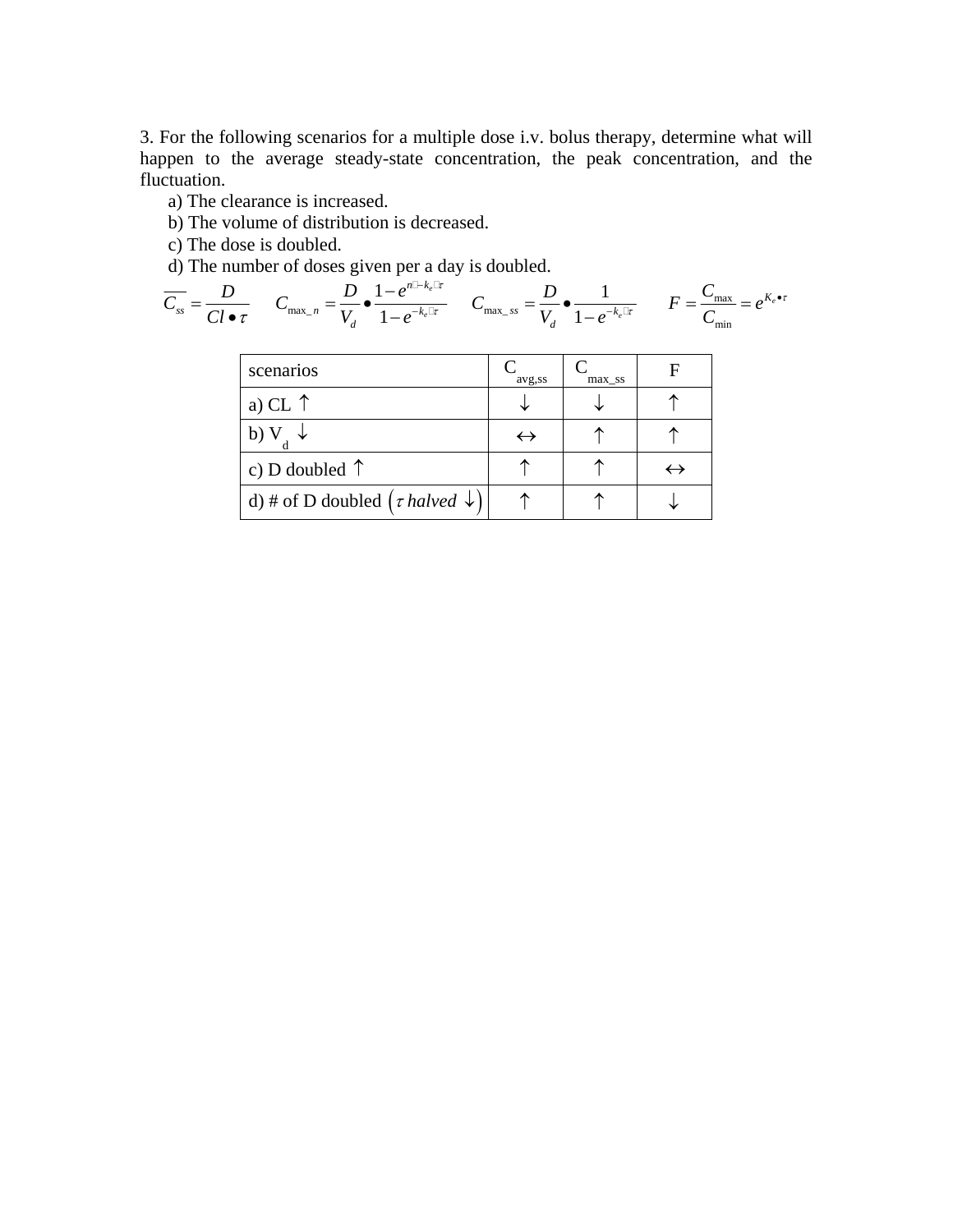3. For the following scenarios for a multiple dose i.v. bolus therapy, determine what will happen to the average steady-state concentration, the peak concentration, and the fluctuation.

a) The clearance is increased.

b) The volume of distribution is decreased.

c) The dose is doubled.

d) The number of doses given per a day is doubled.

$$\overline{C_{ss}} = \frac{D}{Cl \bullet \tau} \qquad C_{\max\_n} = \frac{D}{V_d} \bullet \frac{1-e^{n \cdot -k_e \cdot \tau}}{1-e^{-k_e \cdot \tau}} \qquad C_{\max\_ss} = \frac{D}{V_d} \bullet \frac{1}{1-e^{-k_e \cdot \tau}} \qquad F = \frac{C_{\max}}{C_{\min}} = e^{K_e \bullet \tau}$$

| scenarios | $C_{avg,ss}$ | $C_{max\_ss}$ | F |
|---|---|---|---|
| a) CL ↑ | ↓ | ↓ | ↑ |
| b) $V_d$ ↓ | ↔ | ↑ | ↑ |
| c) D doubled ↑ | ↑ | ↑ | ↔ |
| d) # of D doubled $\left(\tau \text{ halved} \downarrow\right)$ | ↑ | ↑ | ↓ |